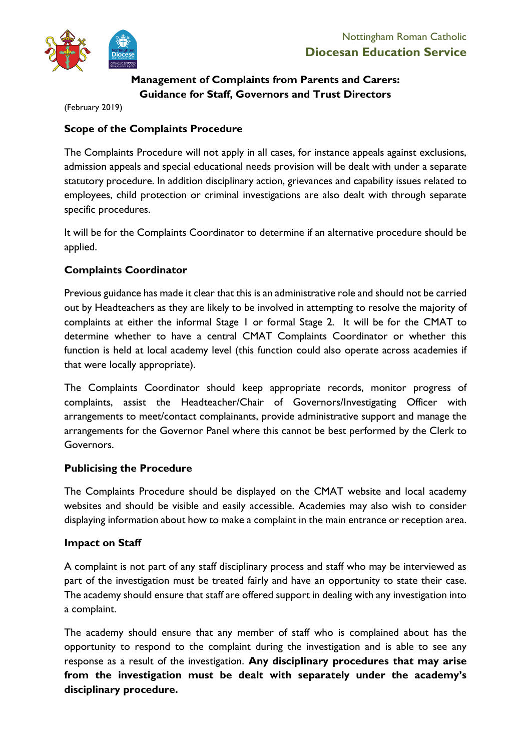Nottingham Roman Catholic
**Diocesan Education Service**

# Management of Complaints from Parents and Carers: Guidance for Staff, Governors and Trust Directors

(February 2019)

## Scope of the Complaints Procedure

The Complaints Procedure will not apply in all cases, for instance appeals against exclusions, admission appeals and special educational needs provision will be dealt with under a separate statutory procedure. In addition disciplinary action, grievances and capability issues related to employees, child protection or criminal investigations are also dealt with through separate specific procedures.

It will be for the Complaints Coordinator to determine if an alternative procedure should be applied.

## Complaints Coordinator

Previous guidance has made it clear that this is an administrative role and should not be carried out by Headteachers as they are likely to be involved in attempting to resolve the majority of complaints at either the informal Stage 1 or formal Stage 2. It will be for the CMAT to determine whether to have a central CMAT Complaints Coordinator or whether this function is held at local academy level (this function could also operate across academies if that were locally appropriate).

The Complaints Coordinator should keep appropriate records, monitor progress of complaints, assist the Headteacher/Chair of Governors/Investigating Officer with arrangements to meet/contact complainants, provide administrative support and manage the arrangements for the Governor Panel where this cannot be best performed by the Clerk to Governors.

## Publicising the Procedure

The Complaints Procedure should be displayed on the CMAT website and local academy websites and should be visible and easily accessible. Academies may also wish to consider displaying information about how to make a complaint in the main entrance or reception area.

## Impact on Staff

A complaint is not part of any staff disciplinary process and staff who may be interviewed as part of the investigation must be treated fairly and have an opportunity to state their case. The academy should ensure that staff are offered support in dealing with any investigation into a complaint.

The academy should ensure that any member of staff who is complained about has the opportunity to respond to the complaint during the investigation and is able to see any response as a result of the investigation. **Any disciplinary procedures that may arise from the investigation must be dealt with separately under the academy's disciplinary procedure.**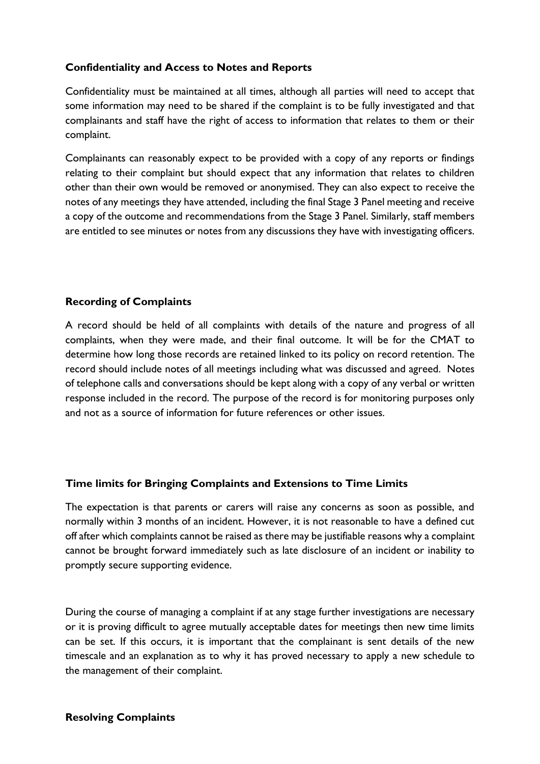### Confidentiality and Access to Notes and Reports

Confidentiality must be maintained at all times, although all parties will need to accept that some information may need to be shared if the complaint is to be fully investigated and that complainants and staff have the right of access to information that relates to them or their complaint.

Complainants can reasonably expect to be provided with a copy of any reports or findings relating to their complaint but should expect that any information that relates to children other than their own would be removed or anonymised. They can also expect to receive the notes of any meetings they have attended, including the final Stage 3 Panel meeting and receive a copy of the outcome and recommendations from the Stage 3 Panel. Similarly, staff members are entitled to see minutes or notes from any discussions they have with investigating officers.

### Recording of Complaints

A record should be held of all complaints with details of the nature and progress of all complaints, when they were made, and their final outcome. It will be for the CMAT to determine how long those records are retained linked to its policy on record retention. The record should include notes of all meetings including what was discussed and agreed. Notes of telephone calls and conversations should be kept along with a copy of any verbal or written response included in the record. The purpose of the record is for monitoring purposes only and not as a source of information for future references or other issues.

### Time limits for Bringing Complaints and Extensions to Time Limits

The expectation is that parents or carers will raise any concerns as soon as possible, and normally within 3 months of an incident. However, it is not reasonable to have a defined cut off after which complaints cannot be raised as there may be justifiable reasons why a complaint cannot be brought forward immediately such as late disclosure of an incident or inability to promptly secure supporting evidence.

During the course of managing a complaint if at any stage further investigations are necessary or it is proving difficult to agree mutually acceptable dates for meetings then new time limits can be set. If this occurs, it is important that the complainant is sent details of the new timescale and an explanation as to why it has proved necessary to apply a new schedule to the management of their complaint.

### Resolving Complaints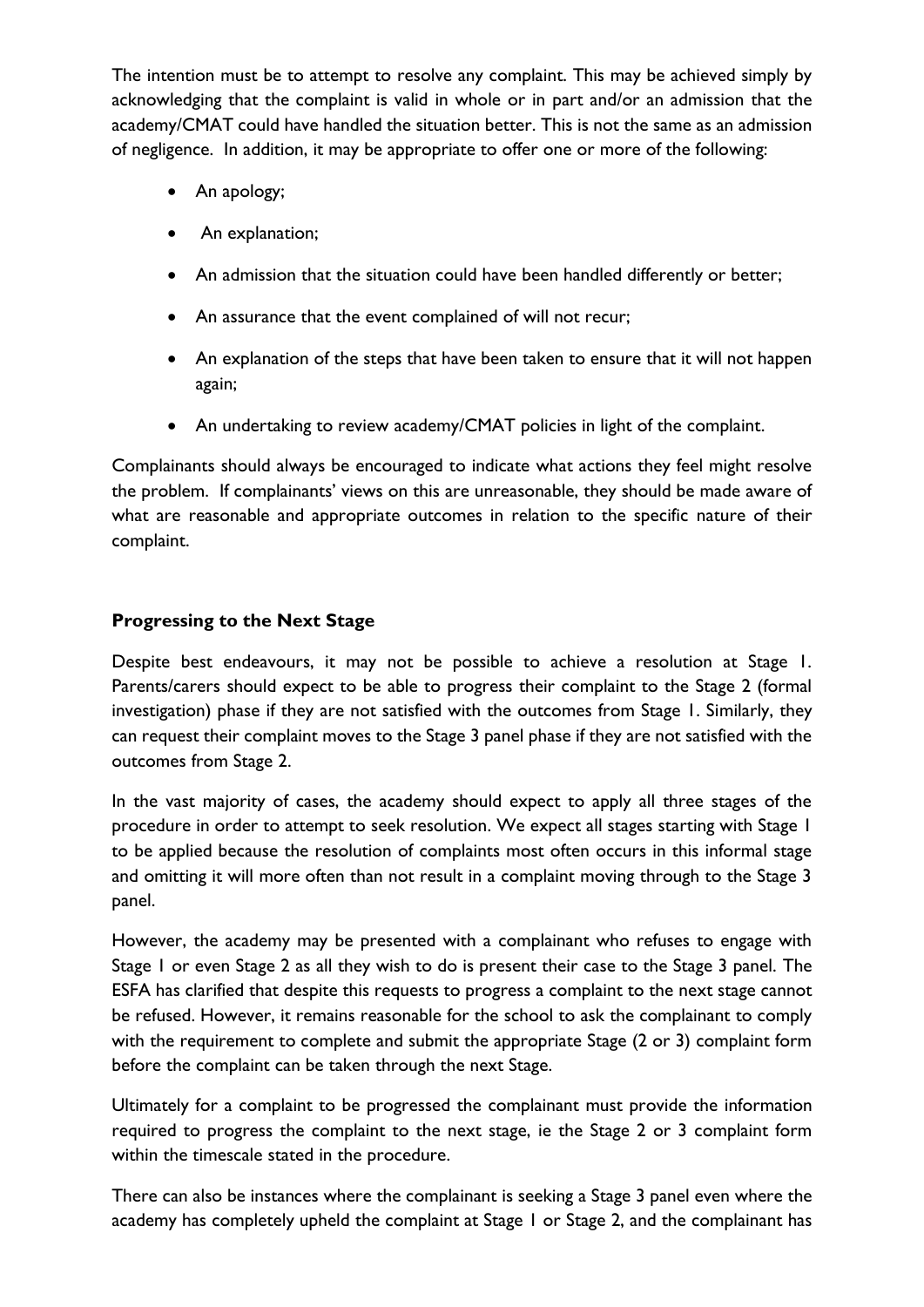The intention must be to attempt to resolve any complaint. This may be achieved simply by acknowledging that the complaint is valid in whole or in part and/or an admission that the academy/CMAT could have handled the situation better. This is not the same as an admission of negligence. In addition, it may be appropriate to offer one or more of the following:

- An apology;
- An explanation;
- An admission that the situation could have been handled differently or better;
- An assurance that the event complained of will not recur;
- An explanation of the steps that have been taken to ensure that it will not happen again;
- An undertaking to review academy/CMAT policies in light of the complaint.

Complainants should always be encouraged to indicate what actions they feel might resolve the problem. If complainants' views on this are unreasonable, they should be made aware of what are reasonable and appropriate outcomes in relation to the specific nature of their complaint.

**Progressing to the Next Stage**

Despite best endeavours, it may not be possible to achieve a resolution at Stage 1. Parents/carers should expect to be able to progress their complaint to the Stage 2 (formal investigation) phase if they are not satisfied with the outcomes from Stage 1. Similarly, they can request their complaint moves to the Stage 3 panel phase if they are not satisfied with the outcomes from Stage 2.

In the vast majority of cases, the academy should expect to apply all three stages of the procedure in order to attempt to seek resolution. We expect all stages starting with Stage 1 to be applied because the resolution of complaints most often occurs in this informal stage and omitting it will more often than not result in a complaint moving through to the Stage 3 panel.

However, the academy may be presented with a complainant who refuses to engage with Stage 1 or even Stage 2 as all they wish to do is present their case to the Stage 3 panel. The ESFA has clarified that despite this requests to progress a complaint to the next stage cannot be refused. However, it remains reasonable for the school to ask the complainant to comply with the requirement to complete and submit the appropriate Stage (2 or 3) complaint form before the complaint can be taken through the next Stage.

Ultimately for a complaint to be progressed the complainant must provide the information required to progress the complaint to the next stage, ie the Stage 2 or 3 complaint form within the timescale stated in the procedure.

There can also be instances where the complainant is seeking a Stage 3 panel even where the academy has completely upheld the complaint at Stage 1 or Stage 2, and the complainant has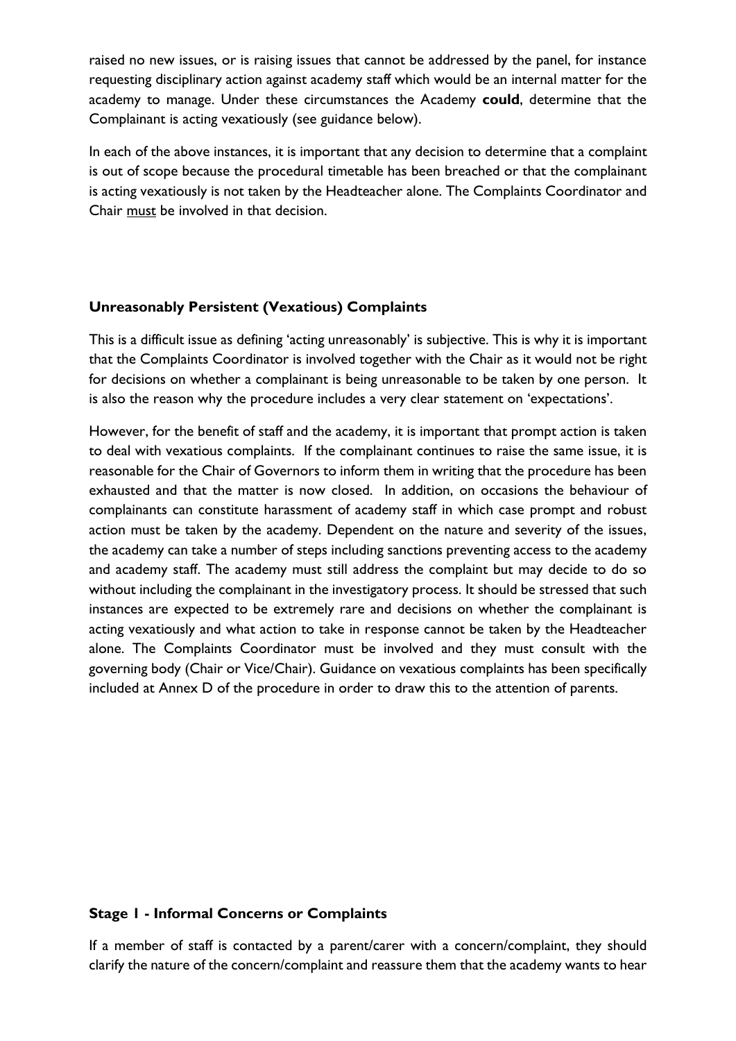raised no new issues, or is raising issues that cannot be addressed by the panel, for instance requesting disciplinary action against academy staff which would be an internal matter for the academy to manage. Under these circumstances the Academy **could**, determine that the Complainant is acting vexatiously (see guidance below).

In each of the above instances, it is important that any decision to determine that a complaint is out of scope because the procedural timetable has been breached or that the complainant is acting vexatiously is not taken by the Headteacher alone. The Complaints Coordinator and Chair <u>must</u> be involved in that decision.

**Unreasonably Persistent (Vexatious) Complaints**

This is a difficult issue as defining 'acting unreasonably' is subjective. This is why it is important that the Complaints Coordinator is involved together with the Chair as it would not be right for decisions on whether a complainant is being unreasonable to be taken by one person. It is also the reason why the procedure includes a very clear statement on 'expectations'.

However, for the benefit of staff and the academy, it is important that prompt action is taken to deal with vexatious complaints. If the complainant continues to raise the same issue, it is reasonable for the Chair of Governors to inform them in writing that the procedure has been exhausted and that the matter is now closed. In addition, on occasions the behaviour of complainants can constitute harassment of academy staff in which case prompt and robust action must be taken by the academy. Dependent on the nature and severity of the issues, the academy can take a number of steps including sanctions preventing access to the academy and academy staff. The academy must still address the complaint but may decide to do so without including the complainant in the investigatory process. It should be stressed that such instances are expected to be extremely rare and decisions on whether the complainant is acting vexatiously and what action to take in response cannot be taken by the Headteacher alone. The Complaints Coordinator must be involved and they must consult with the governing body (Chair or Vice/Chair). Guidance on vexatious complaints has been specifically included at Annex D of the procedure in order to draw this to the attention of parents.

**Stage 1 - Informal Concerns or Complaints**

If a member of staff is contacted by a parent/carer with a concern/complaint, they should clarify the nature of the concern/complaint and reassure them that the academy wants to hear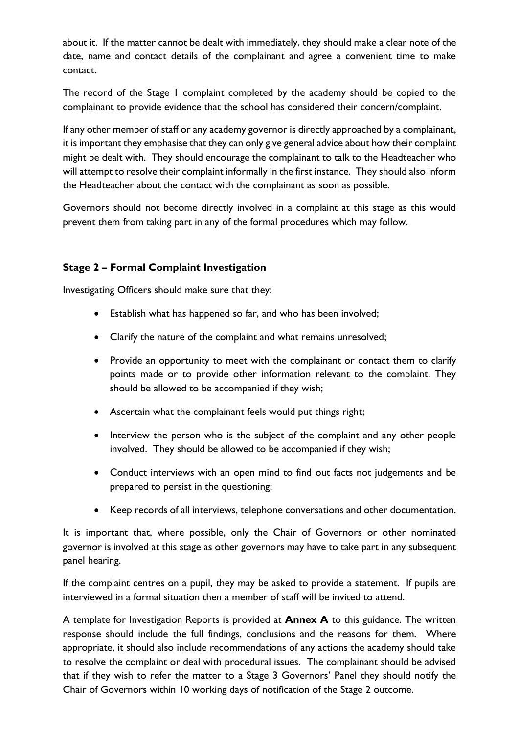about it. If the matter cannot be dealt with immediately, they should make a clear note of the date, name and contact details of the complainant and agree a convenient time to make contact.

The record of the Stage 1 complaint completed by the academy should be copied to the complainant to provide evidence that the school has considered their concern/complaint.

If any other member of staff or any academy governor is directly approached by a complainant, it is important they emphasise that they can only give general advice about how their complaint might be dealt with. They should encourage the complainant to talk to the Headteacher who will attempt to resolve their complaint informally in the first instance. They should also inform the Headteacher about the contact with the complainant as soon as possible.

Governors should not become directly involved in a complaint at this stage as this would prevent them from taking part in any of the formal procedures which may follow.

### Stage 2 – Formal Complaint Investigation

Investigating Officers should make sure that they:

- Establish what has happened so far, and who has been involved;
- Clarify the nature of the complaint and what remains unresolved;
- Provide an opportunity to meet with the complainant or contact them to clarify points made or to provide other information relevant to the complaint. They should be allowed to be accompanied if they wish;
- Ascertain what the complainant feels would put things right;
- Interview the person who is the subject of the complaint and any other people involved. They should be allowed to be accompanied if they wish;
- Conduct interviews with an open mind to find out facts not judgements and be prepared to persist in the questioning;
- Keep records of all interviews, telephone conversations and other documentation.

It is important that, where possible, only the Chair of Governors or other nominated governor is involved at this stage as other governors may have to take part in any subsequent panel hearing.

If the complaint centres on a pupil, they may be asked to provide a statement. If pupils are interviewed in a formal situation then a member of staff will be invited to attend.

A template for Investigation Reports is provided at **Annex A** to this guidance. The written response should include the full findings, conclusions and the reasons for them. Where appropriate, it should also include recommendations of any actions the academy should take to resolve the complaint or deal with procedural issues. The complainant should be advised that if they wish to refer the matter to a Stage 3 Governors' Panel they should notify the Chair of Governors within 10 working days of notification of the Stage 2 outcome.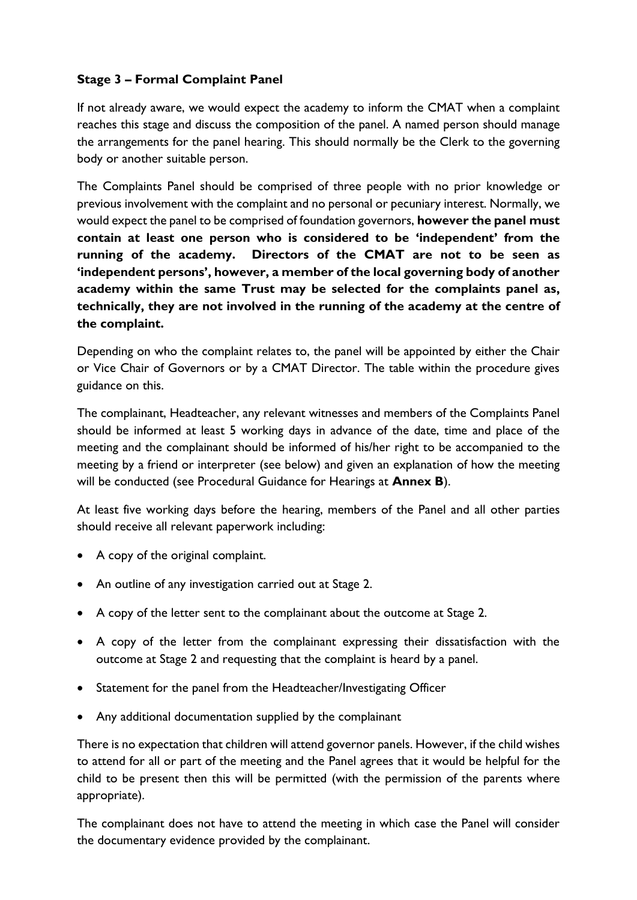### Stage 3 – Formal Complaint Panel

If not already aware, we would expect the academy to inform the CMAT when a complaint reaches this stage and discuss the composition of the panel. A named person should manage the arrangements for the panel hearing. This should normally be the Clerk to the governing body or another suitable person.

The Complaints Panel should be comprised of three people with no prior knowledge or previous involvement with the complaint and no personal or pecuniary interest. Normally, we would expect the panel to be comprised of foundation governors, **however the panel must contain at least one person who is considered to be 'independent' from the running of the academy. Directors of the CMAT are not to be seen as 'independent persons', however, a member of the local governing body of another academy within the same Trust may be selected for the complaints panel as, technically, they are not involved in the running of the academy at the centre of the complaint.**

Depending on who the complaint relates to, the panel will be appointed by either the Chair or Vice Chair of Governors or by a CMAT Director. The table within the procedure gives guidance on this.

The complainant, Headteacher, any relevant witnesses and members of the Complaints Panel should be informed at least 5 working days in advance of the date, time and place of the meeting and the complainant should be informed of his/her right to be accompanied to the meeting by a friend or interpreter (see below) and given an explanation of how the meeting will be conducted (see Procedural Guidance for Hearings at **Annex B**).

At least five working days before the hearing, members of the Panel and all other parties should receive all relevant paperwork including:

- A copy of the original complaint.
- An outline of any investigation carried out at Stage 2.
- A copy of the letter sent to the complainant about the outcome at Stage 2.
- A copy of the letter from the complainant expressing their dissatisfaction with the outcome at Stage 2 and requesting that the complaint is heard by a panel.
- Statement for the panel from the Headteacher/Investigating Officer
- Any additional documentation supplied by the complainant

There is no expectation that children will attend governor panels. However, if the child wishes to attend for all or part of the meeting and the Panel agrees that it would be helpful for the child to be present then this will be permitted (with the permission of the parents where appropriate).

The complainant does not have to attend the meeting in which case the Panel will consider the documentary evidence provided by the complainant.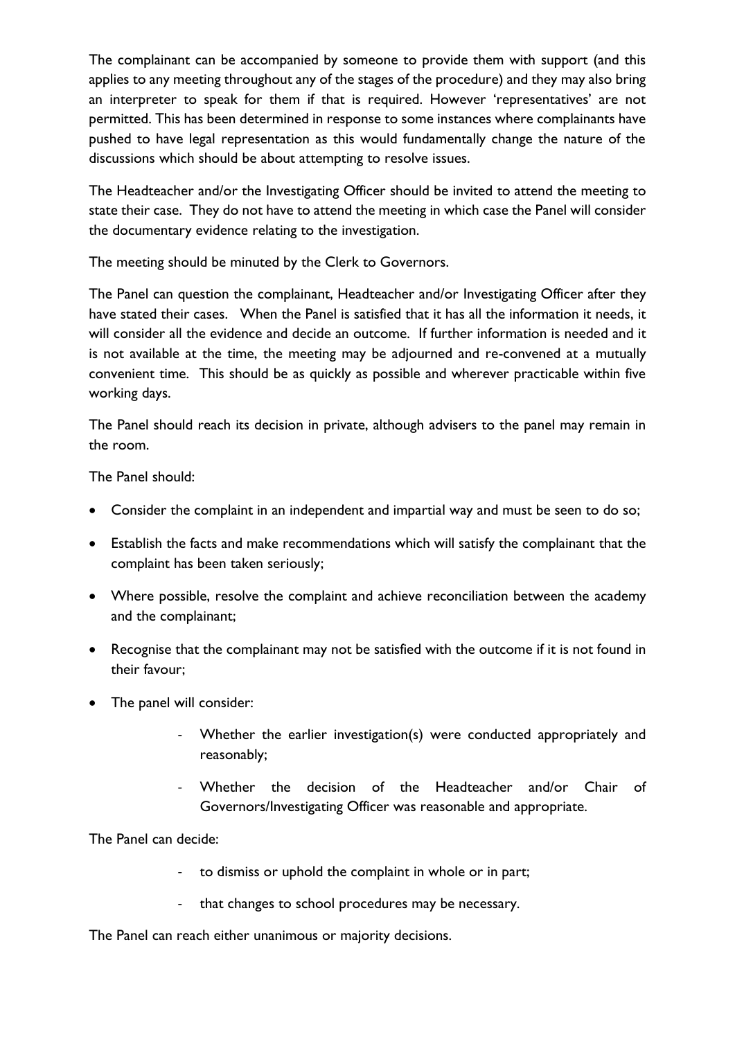The complainant can be accompanied by someone to provide them with support (and this applies to any meeting throughout any of the stages of the procedure) and they may also bring an interpreter to speak for them if that is required. However 'representatives' are not permitted. This has been determined in response to some instances where complainants have pushed to have legal representation as this would fundamentally change the nature of the discussions which should be about attempting to resolve issues.

The Headteacher and/or the Investigating Officer should be invited to attend the meeting to state their case. They do not have to attend the meeting in which case the Panel will consider the documentary evidence relating to the investigation.

The meeting should be minuted by the Clerk to Governors.

The Panel can question the complainant, Headteacher and/or Investigating Officer after they have stated their cases. When the Panel is satisfied that it has all the information it needs, it will consider all the evidence and decide an outcome. If further information is needed and it is not available at the time, the meeting may be adjourned and re-convened at a mutually convenient time. This should be as quickly as possible and wherever practicable within five working days.

The Panel should reach its decision in private, although advisers to the panel may remain in the room.

The Panel should:

- Consider the complaint in an independent and impartial way and must be seen to do so;
- Establish the facts and make recommendations which will satisfy the complainant that the complaint has been taken seriously;
- Where possible, resolve the complaint and achieve reconciliation between the academy and the complainant;
- Recognise that the complainant may not be satisfied with the outcome if it is not found in their favour;
- The panel will consider:
    - Whether the earlier investigation(s) were conducted appropriately and reasonably;
    - Whether the decision of the Headteacher and/or Chair of Governors/Investigating Officer was reasonable and appropriate.

The Panel can decide:

- to dismiss or uphold the complaint in whole or in part;
- that changes to school procedures may be necessary.

The Panel can reach either unanimous or majority decisions.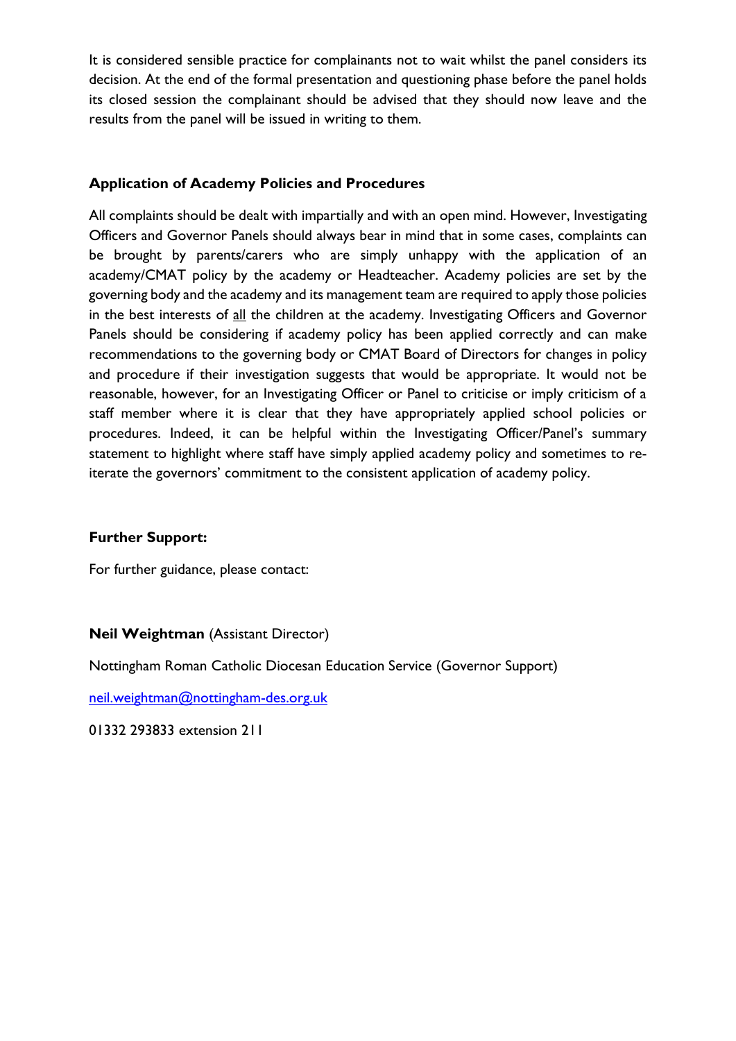It is considered sensible practice for complainants not to wait whilst the panel considers its decision. At the end of the formal presentation and questioning phase before the panel holds its closed session the complainant should be advised that they should now leave and the results from the panel will be issued in writing to them.

## Application of Academy Policies and Procedures

All complaints should be dealt with impartially and with an open mind. However, Investigating Officers and Governor Panels should always bear in mind that in some cases, complaints can be brought by parents/carers who are simply unhappy with the application of an academy/CMAT policy by the academy or Headteacher. Academy policies are set by the governing body and the academy and its management team are required to apply those policies in the best interests of <u>all</u> the children at the academy. Investigating Officers and Governor Panels should be considering if academy policy has been applied correctly and can make recommendations to the governing body or CMAT Board of Directors for changes in policy and procedure if their investigation suggests that would be appropriate. It would not be reasonable, however, for an Investigating Officer or Panel to criticise or imply criticism of a staff member where it is clear that they have appropriately applied school policies or procedures. Indeed, it can be helpful within the Investigating Officer/Panel's summary statement to highlight where staff have simply applied academy policy and sometimes to re-iterate the governors' commitment to the consistent application of academy policy.

## Further Support:

For further guidance, please contact:

**Neil Weightman** (Assistant Director)

Nottingham Roman Catholic Diocesan Education Service (Governor Support)

neil.weightman@nottingham-des.org.uk

01332 293833 extension 211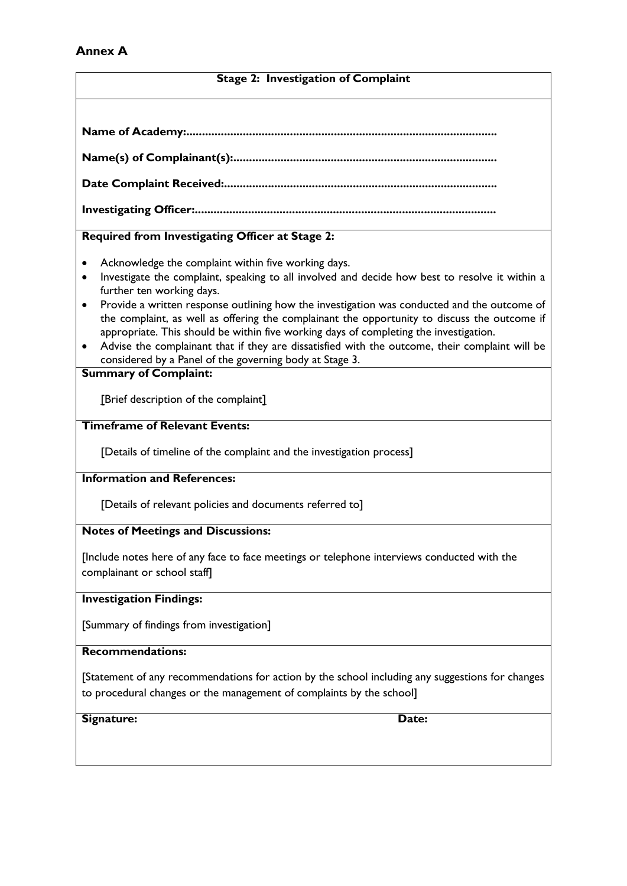## Annex A

### Stage 2: Investigation of Complaint

**Name of Academy:..................................................................................................**

**Name(s) of Complainant(s):...................................................................................**

**Date Complaint Received:......................................................................................**

**Investigating Officer:...............................................................................................**

**Required from Investigating Officer at Stage 2:**

- Acknowledge the complaint within five working days.
- Investigate the complaint, speaking to all involved and decide how best to resolve it within a further ten working days.
- Provide a written response outlining how the investigation was conducted and the outcome of the complaint, as well as offering the complainant the opportunity to discuss the outcome if appropriate. This should be within five working days of completing the investigation.
- Advise the complainant that if they are dissatisfied with the outcome, their complaint will be considered by a Panel of the governing body at Stage 3.

**Summary of Complaint:**

[Brief description of the complaint]

**Timeframe of Relevant Events:**

[Details of timeline of the complaint and the investigation process]

**Information and References:**

[Details of relevant policies and documents referred to]

**Notes of Meetings and Discussions:**

[Include notes here of any face to face meetings or telephone interviews conducted with the complainant or school staff]

**Investigation Findings:**

[Summary of findings from investigation]

**Recommendations:**

[Statement of any recommendations for action by the school including any suggestions for changes to procedural changes or the management of complaints by the school]

**Signature:** **Date:**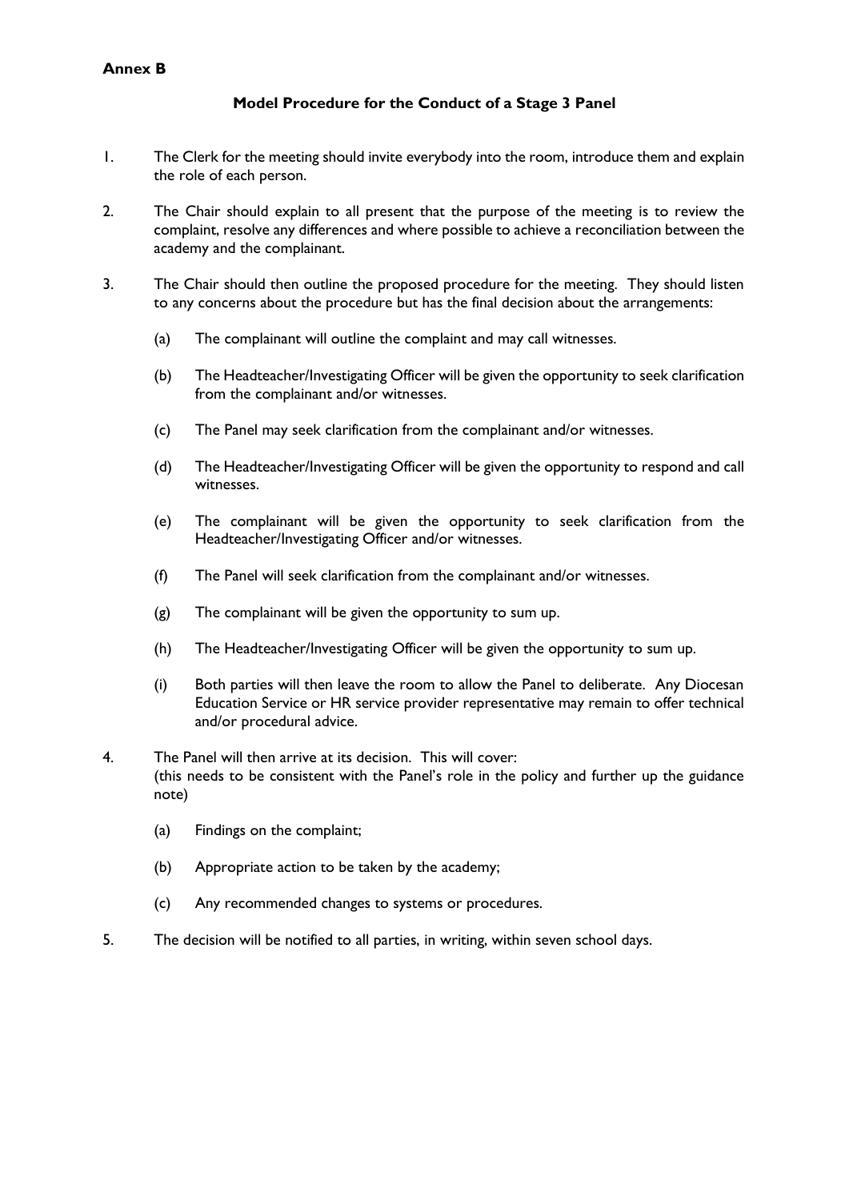**Annex B**

## Model Procedure for the Conduct of a Stage 3 Panel

1. The Clerk for the meeting should invite everybody into the room, introduce them and explain the role of each person.

2. The Chair should explain to all present that the purpose of the meeting is to review the complaint, resolve any differences and where possible to achieve a reconciliation between the academy and the complainant.

3. The Chair should then outline the proposed procedure for the meeting. They should listen to any concerns about the procedure but has the final decision about the arrangements:

   (a) The complainant will outline the complaint and may call witnesses.

   (b) The Headteacher/Investigating Officer will be given the opportunity to seek clarification from the complainant and/or witnesses.

   (c) The Panel may seek clarification from the complainant and/or witnesses.

   (d) The Headteacher/Investigating Officer will be given the opportunity to respond and call witnesses.

   (e) The complainant will be given the opportunity to seek clarification from the Headteacher/Investigating Officer and/or witnesses.

   (f) The Panel will seek clarification from the complainant and/or witnesses.

   (g) The complainant will be given the opportunity to sum up.

   (h) The Headteacher/Investigating Officer will be given the opportunity to sum up.

   (i) Both parties will then leave the room to allow the Panel to deliberate. Any Diocesan Education Service or HR service provider representative may remain to offer technical and/or procedural advice.

4. The Panel will then arrive at its decision. This will cover:
   (this needs to be consistent with the Panel's role in the policy and further up the guidance note)

   (a) Findings on the complaint;

   (b) Appropriate action to be taken by the academy;

   (c) Any recommended changes to systems or procedures.

5. The decision will be notified to all parties, in writing, within seven school days.